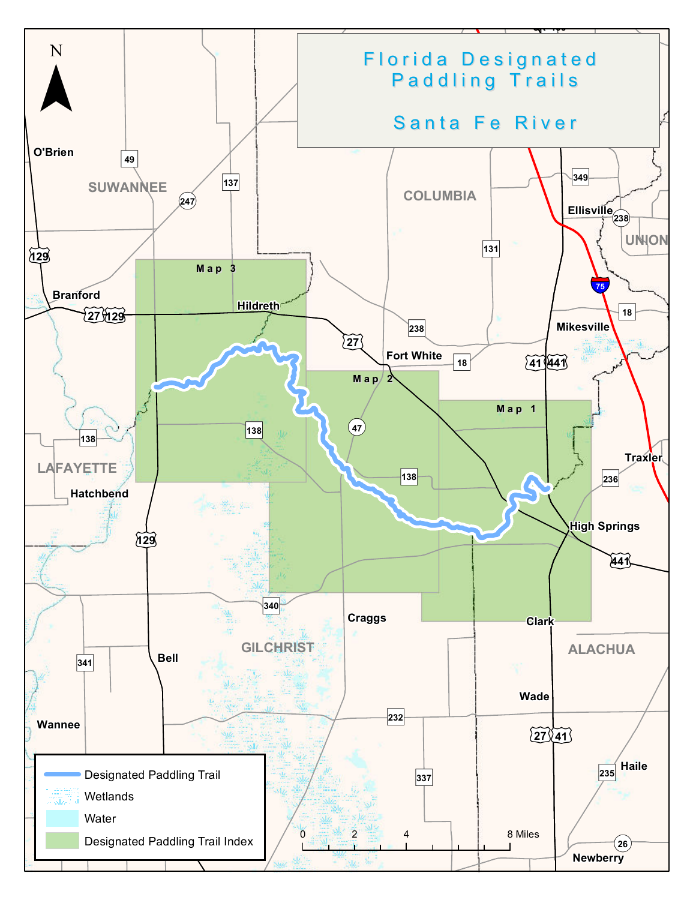# Florida Designated Paddling Trails

## Santa Fe River

Map 1

Map 2

Map 3

N

O'Brien

SUWANNEE

COLUMBIA

Ellisville

UNION

Branford

Hildreth

Fort White

Mikesville

Traxler

LAFAYETTE

Hatchbend

High Springs

Craggs

Clark

GILCHRIST

ALACHUA

Bell

Wade

Wannee

Haile

Newberry

49, 137, 247, 349, 238, 131, 129, 27, 129, 238, 27, 18, 18, 41, 441, 75, 138, 138, 47, 138, 236, 129, 441, 340, 341, 232, 27, 41, 337, 235, 26

- Designated Paddling Trail
- Wetlands
- Water
- Designated Paddling Trail Index

0 2 4 8 Miles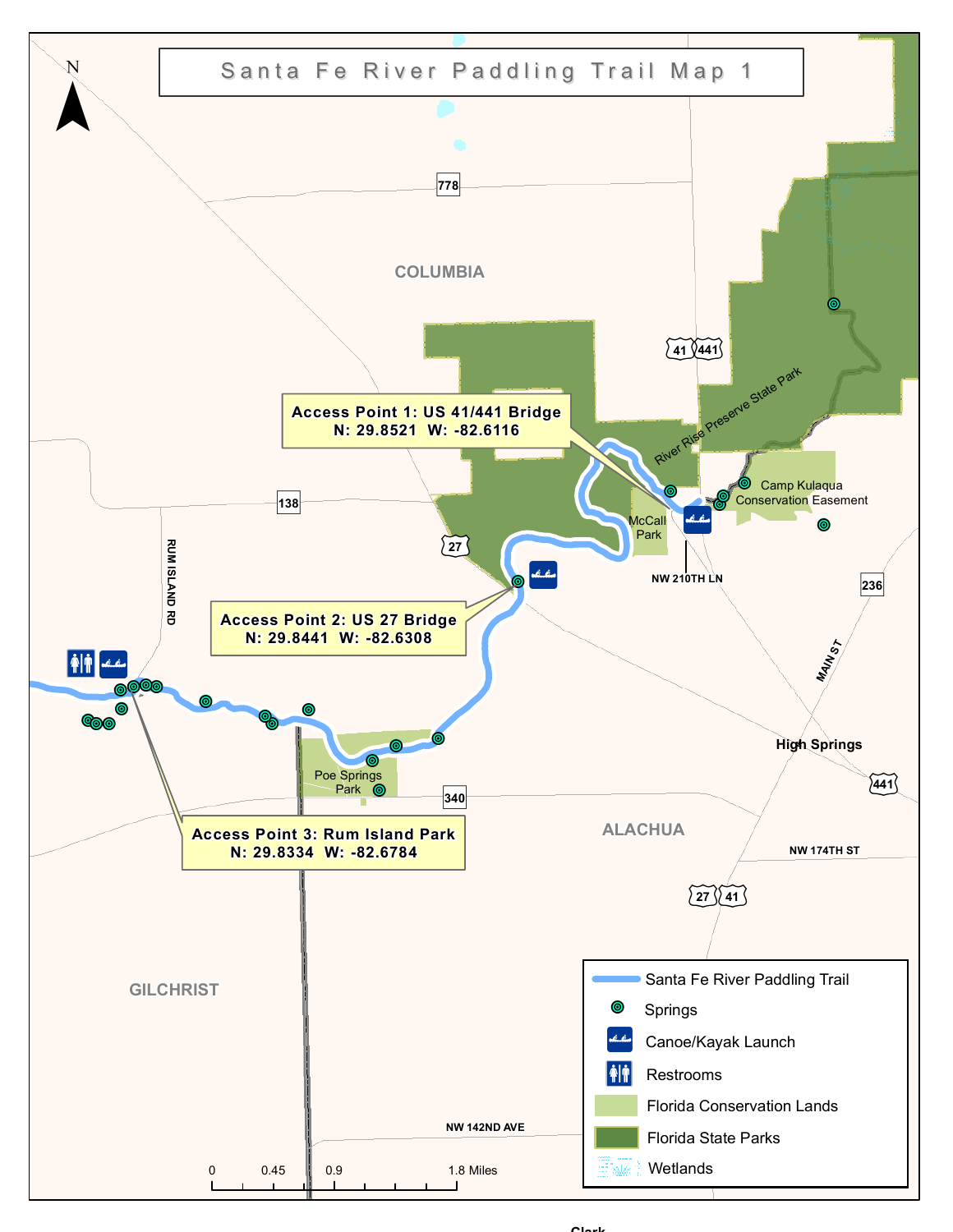# Santa Fe River Paddling Trail Map 1

**Access Point 1: US 41/441 Bridge**
**N: 29.8521 W: -82.6116**

**Access Point 2: US 27 Bridge**
**N: 29.8441 W: -82.6308**

**Access Point 3: Rum Island Park**
**N: 29.8334 W: -82.6784**

COLUMBIA

ALACHUA

GILCHRIST

River Rise Preserve State Park

McCall Park

Camp Kulaqua Conservation Easement

Poe Springs Park

High Springs

778 · 138 · 27 · 41 · 441 · 236 · 340 · 27 · 41 · 441

RUM ISLAND RD · NW 210TH LN · MAIN ST · NW 174TH ST · NW 142ND AVE

Legend:

- Santa Fe River Paddling Trail
- Springs
- Canoe/Kayak Launch
- Restrooms
- Florida Conservation Lands
- Florida State Parks
- Wetlands

0 · 0.45 · 0.9 · 1.8 Miles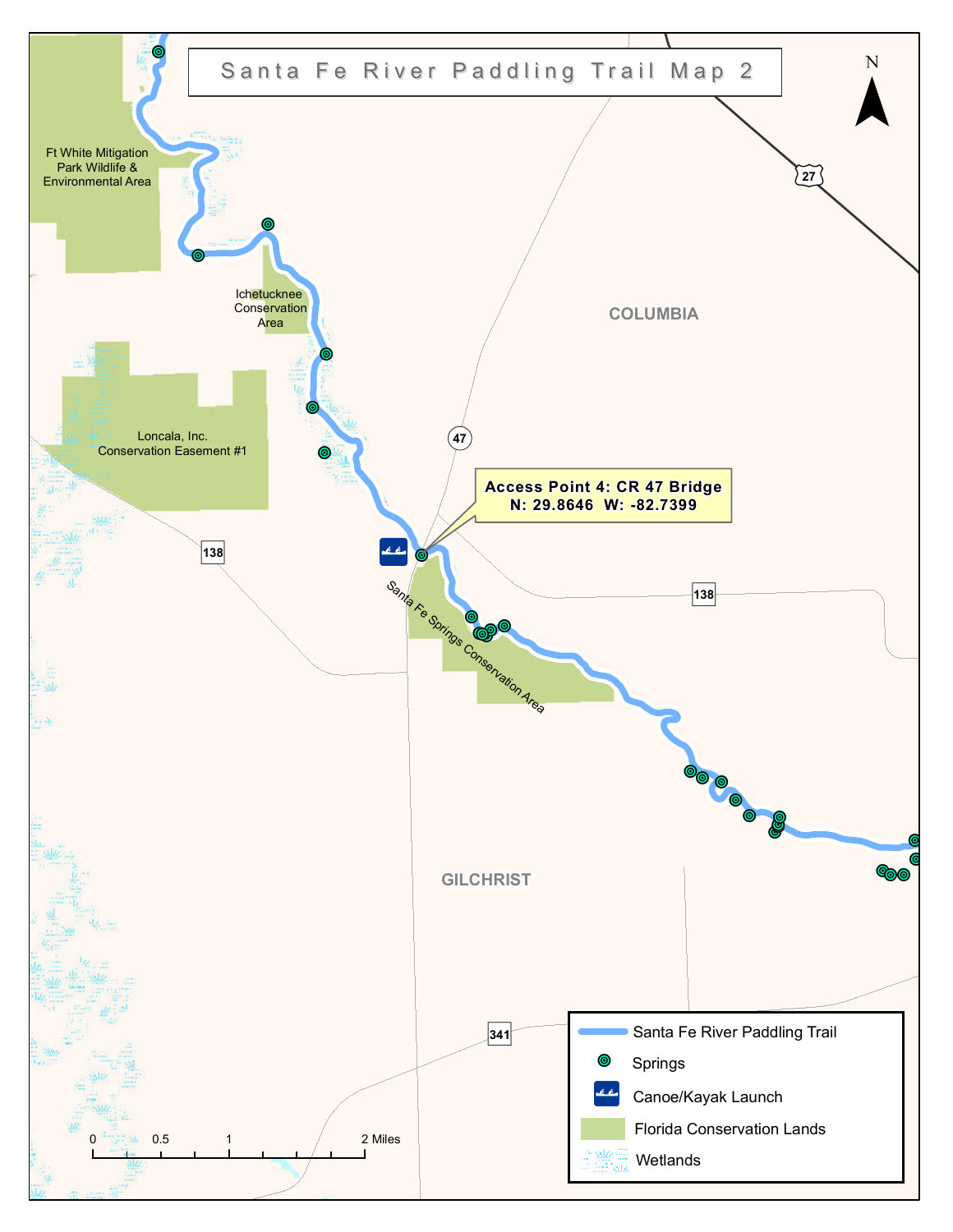# Santa Fe River Paddling Trail Map 2

N

27

Ft White Mitigation Park Wildlife & Environmental Area

Ichetucknee Conservation Area

COLUMBIA

Loncala, Inc. Conservation Easement #1

47

138

**Access Point 4: CR 47 Bridge**
**N: 29.8646 W: -82.7399**

138

Santa Fe Springs Conservation Area

GILCHRIST

341

0 0.5 1 2 Miles

- Santa Fe River Paddling Trail
- Springs
- Canoe/Kayak Launch
- Florida Conservation Lands
- Wetlands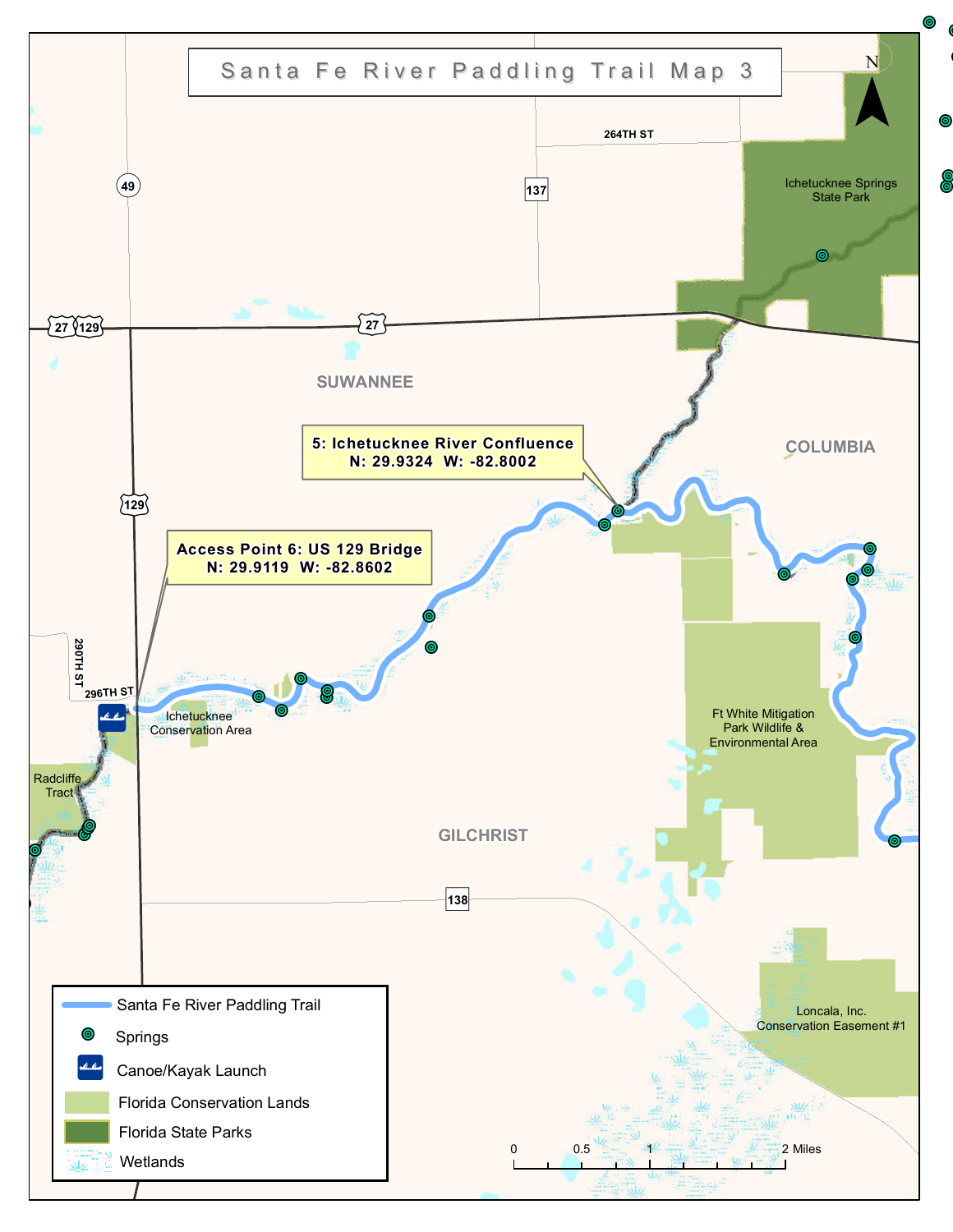# Santa Fe River Paddling Trail Map 3

N

264TH ST

137

49

Ichetucknee Springs State Park

27 129

27

SUWANNEE

COLUMBIA

**5: Ichetucknee River Confluence**
**N: 29.9324 W: -82.8002**

129

**Access Point 6: US 129 Bridge**
**N: 29.9119 W: -82.8602**

290TH ST

296TH ST

Ichetucknee Conservation Area

Radcliffe Tract

Ft White Mitigation Park Wildlife & Environmental Area

GILCHRIST

138

Loncala, Inc. Conservation Easement #1

- Santa Fe River Paddling Trail
- Springs
- Canoe/Kayak Launch
- Florida Conservation Lands
- Florida State Parks
- Wetlands

0 0.5 1 2 Miles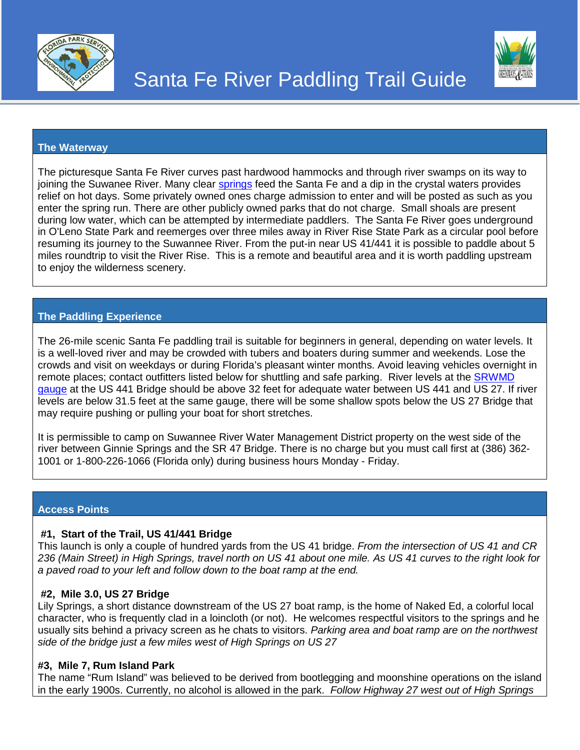# Santa Fe River Paddling Trail Guide

## The Waterway

The picturesque Santa Fe River curves past hardwood hammocks and through river swamps on its way to joining the Suwanee River. Many clear springs feed the Santa Fe and a dip in the crystal waters provides relief on hot days. Some privately owned ones charge admission to enter and will be posted as such as you enter the spring run. There are other publicly owned parks that do not charge. Small shoals are present during low water, which can be attempted by intermediate paddlers. The Santa Fe River goes underground in O'Leno State Park and reemerges over three miles away in River Rise State Park as a circular pool before resuming its journey to the Suwannee River. From the put-in near US 41/441 it is possible to paddle about 5 miles roundtrip to visit the River Rise. This is a remote and beautiful area and it is worth paddling upstream to enjoy the wilderness scenery.

## The Paddling Experience

The 26-mile scenic Santa Fe paddling trail is suitable for beginners in general, depending on water levels. It is a well-loved river and may be crowded with tubers and boaters during summer and weekends. Lose the crowds and visit on weekdays or during Florida's pleasant winter months. Avoid leaving vehicles overnight in remote places; contact outfitters listed below for shuttling and safe parking. River levels at the SRWMD gauge at the US 441 Bridge should be above 32 feet for adequate water between US 441 and US 27. If river levels are below 31.5 feet at the same gauge, there will be some shallow spots below the US 27 Bridge that may require pushing or pulling your boat for short stretches.

It is permissible to camp on Suwannee River Water Management District property on the west side of the river between Ginnie Springs and the SR 47 Bridge. There is no charge but you must call first at (386) 362-1001 or 1-800-226-1066 (Florida only) during business hours Monday - Friday.

## Access Points

**#1, Start of the Trail, US 41/441 Bridge**
This launch is only a couple of hundred yards from the US 41 bridge. *From the intersection of US 41 and CR 236 (Main Street) in High Springs, travel north on US 41 about one mile. As US 41 curves to the right look for a paved road to your left and follow down to the boat ramp at the end.*

**#2, Mile 3.0, US 27 Bridge**
Lily Springs, a short distance downstream of the US 27 boat ramp, is the home of Naked Ed, a colorful local character, who is frequently clad in a loincloth (or not). He welcomes respectful visitors to the springs and he usually sits behind a privacy screen as he chats to visitors. *Parking area and boat ramp are on the northwest side of the bridge just a few miles west of High Springs on US 27*

**#3, Mile 7, Rum Island Park**
The name "Rum Island" was believed to be derived from bootlegging and moonshine operations on the island in the early 1900s. Currently, no alcohol is allowed in the park. *Follow Highway 27 west out of High Springs*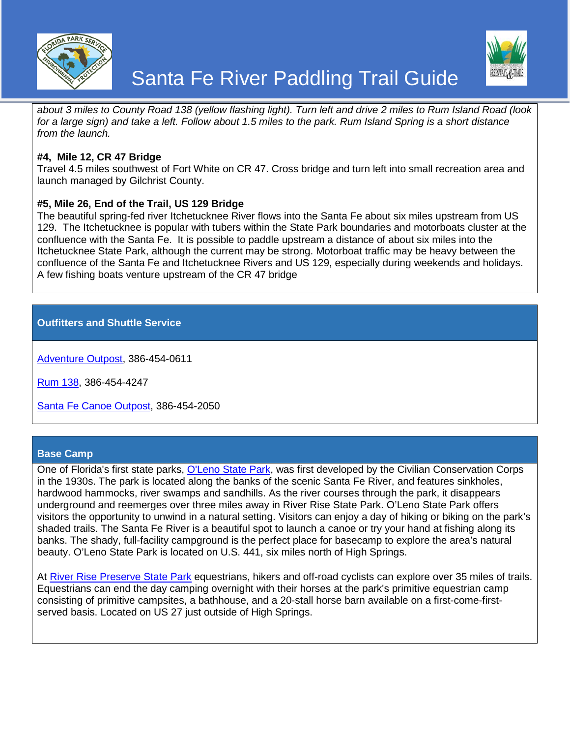*about 3 miles to County Road 138 (yellow flashing light). Turn left and drive 2 miles to Rum Island Road (look for a large sign) and take a left. Follow about 1.5 miles to the park. Rum Island Spring is a short distance from the launch.*

**#4, Mile 12, CR 47 Bridge**
Travel 4.5 miles southwest of Fort White on CR 47. Cross bridge and turn left into small recreation area and launch managed by Gilchrist County.

**#5, Mile 26, End of the Trail, US 129 Bridge**
The beautiful spring-fed river Itchetucknee River flows into the Santa Fe about six miles upstream from US 129. The Itchetucknee is popular with tubers within the State Park boundaries and motorboats cluster at the confluence with the Santa Fe. It is possible to paddle upstream a distance of about six miles into the Itchetucknee State Park, although the current may be strong. Motorboat traffic may be heavy between the confluence of the Santa Fe and Itchetucknee Rivers and US 129, especially during weekends and holidays. A few fishing boats venture upstream of the CR 47 bridge

## Outfitters and Shuttle Service

Adventure Outpost, 386-454-0611

Rum 138, 386-454-4247

Santa Fe Canoe Outpost, 386-454-2050

## Base Camp

One of Florida's first state parks, O'Leno State Park, was first developed by the Civilian Conservation Corps in the 1930s. The park is located along the banks of the scenic Santa Fe River, and features sinkholes, hardwood hammocks, river swamps and sandhills. As the river courses through the park, it disappears underground and reemerges over three miles away in River Rise State Park. O'Leno State Park offers visitors the opportunity to unwind in a natural setting. Visitors can enjoy a day of hiking or biking on the park's shaded trails. The Santa Fe River is a beautiful spot to launch a canoe or try your hand at fishing along its banks. The shady, full-facility campground is the perfect place for basecamp to explore the area's natural beauty. O'Leno State Park is located on U.S. 441, six miles north of High Springs.

At River Rise Preserve State Park equestrians, hikers and off-road cyclists can explore over 35 miles of trails. Equestrians can end the day camping overnight with their horses at the park's primitive equestrian camp consisting of primitive campsites, a bathhouse, and a 20-stall horse barn available on a first-come-first-served basis. Located on US 27 just outside of High Springs.